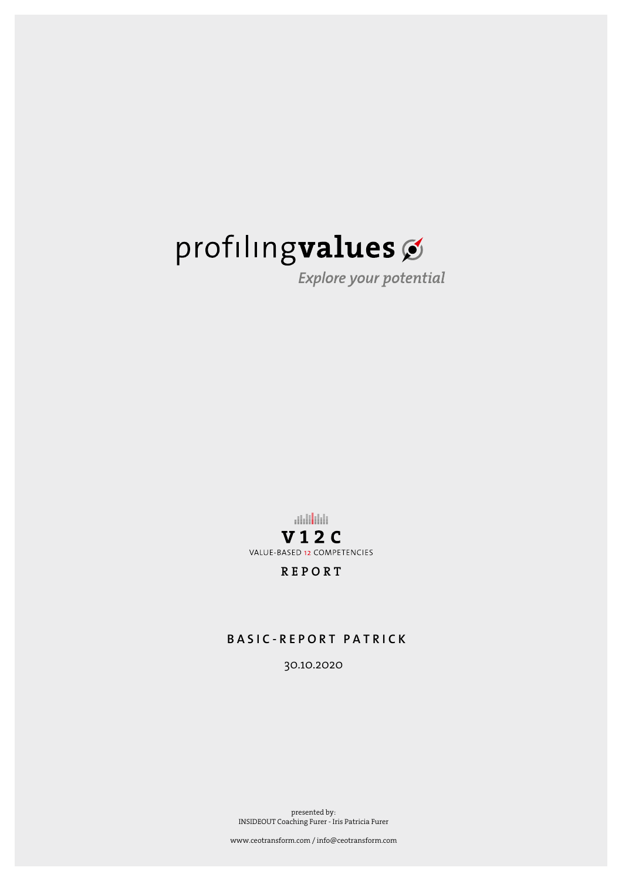profilingvalues

*Explore your potential*

**V12C**

VALUE-BASED 12 COMPETENCIES

**REPORT**

# BASIC-REPORT PATRICK

30.10.2020

presented by:
INSIDEOUT Coaching Furer - Iris Patricia Furer

www.ceotransform.com / info@ceotransform.com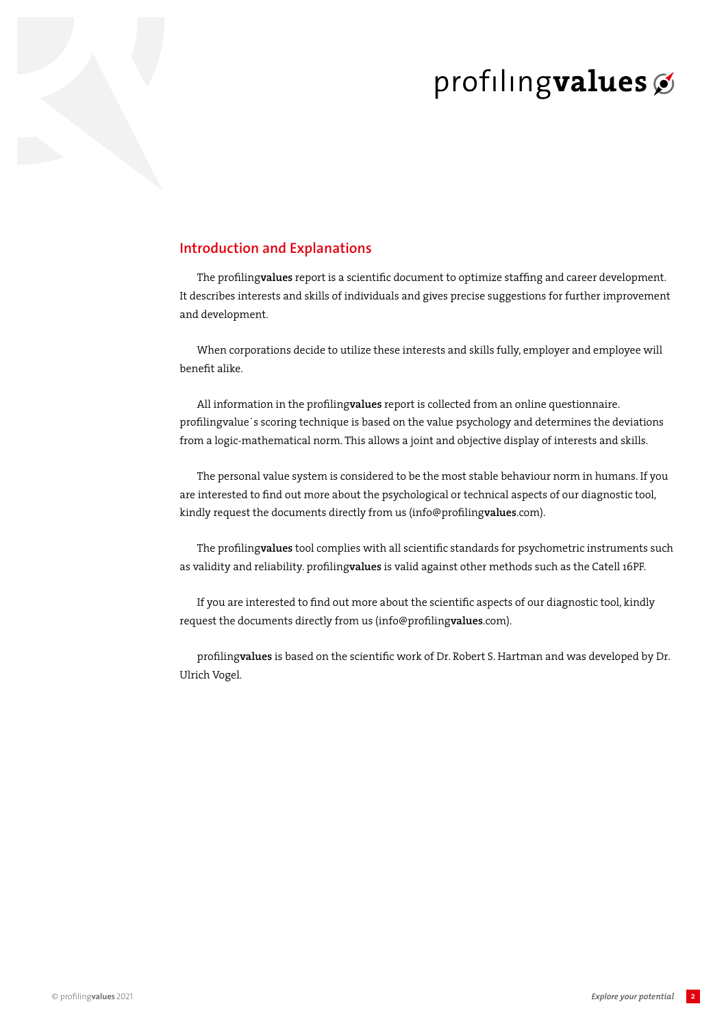## Introduction and Explanations

The profiling**values** report is a scientific document to optimize staffing and career development. It describes interests and skills of individuals and gives precise suggestions for further improvement and development.

When corporations decide to utilize these interests and skills fully, employer and employee will benefit alike.

All information in the profiling**values** report is collected from an online questionnaire. profilingvalue´s scoring technique is based on the value psychology and determines the deviations from a logic-mathematical norm. This allows a joint and objective display of interests and skills.

The personal value system is considered to be the most stable behaviour norm in humans. If you are interested to find out more about the psychological or technical aspects of our diagnostic tool, kindly request the documents directly from us (info@profiling**values**.com).

The profiling**values** tool complies with all scientific standards for psychometric instruments such as validity and reliability. profiling**values** is valid against other methods such as the Catell 16PF.

If you are interested to find out more about the scientific aspects of our diagnostic tool, kindly request the documents directly from us (info@profiling**values**.com).

profiling**values** is based on the scientific work of Dr. Robert S. Hartman and was developed by Dr. Ulrich Vogel.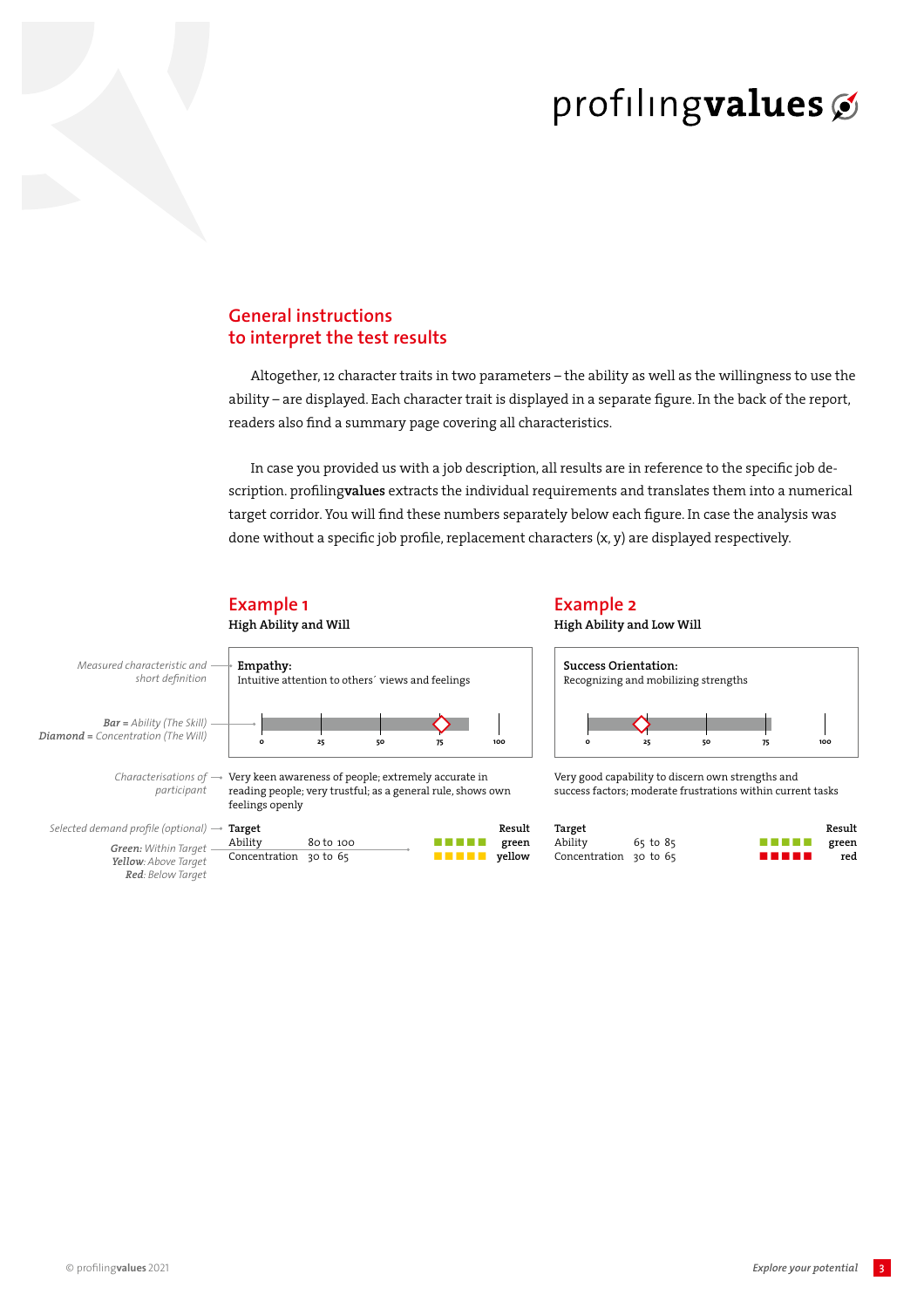## General instructions to interpret the test results

Altogether, 12 character traits in two parameters – the ability as well as the willingness to use the ability – are displayed. Each character trait is displayed in a separate figure. In the back of the report, readers also find a summary page covering all characteristics.

In case you provided us with a job description, all results are in reference to the specific job description. profiling**values** extracts the individual requirements and translates them into a numerical target corridor. You will find these numbers separately below each figure. In case the analysis was done without a specific job profile, replacement characters (x, y) are displayed respectively.

### Example 1

**High Ability and Will**

*Measured characteristic and short definition*

**Empathy:**
Intuitive attention to others´ views and feelings

***Bar** = Ability (The Skill)*
***Diamond** = Concentration (The Will)*

0 25 50 75 100

*Characterisations of participant*

Very keen awareness of people; extremely accurate in reading people; very trustful; as a general rule, shows own feelings openly

*Selected demand profile (optional)*

*Green: Within Target*
*Yellow: Above Target*
*Red: Below Target*

| Target | | Result |
|---|---|---|
| Ability | 80 to 100 | green |
| Concentration | 30 to 65 | yellow |

### Example 2

**High Ability and Low Will**

**Success Orientation:**
Recognizing and mobilizing strengths

0 25 50 75 100

Very good capability to discern own strengths and success factors; moderate frustrations within current tasks

| Target | | Result |
|---|---|---|
| Ability | 65 to 85 | green |
| Concentration | 30 to 65 | red |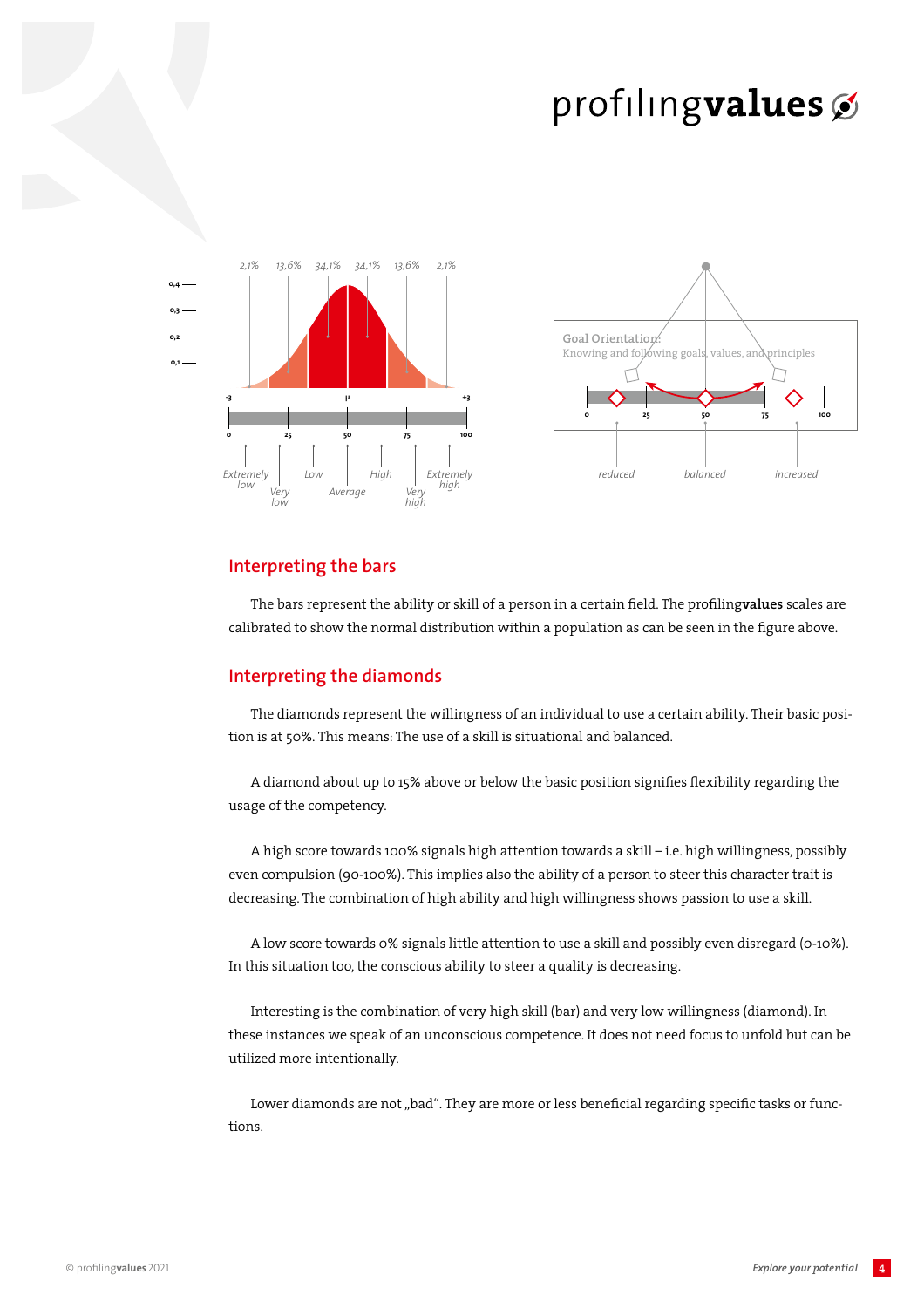## Interpreting the bars

The bars represent the ability or skill of a person in a certain field. The profiling**values** scales are calibrated to show the normal distribution within a population as can be seen in the figure above.

## Interpreting the diamonds

The diamonds represent the willingness of an individual to use a certain ability. Their basic position is at 50%. This means: The use of a skill is situational and balanced.

A diamond about up to 15% above or below the basic position signifies flexibility regarding the usage of the competency.

A high score towards 100% signals high attention towards a skill – i.e. high willingness, possibly even compulsion (90-100%). This implies also the ability of a person to steer this character trait is decreasing. The combination of high ability and high willingness shows passion to use a skill.

A low score towards 0% signals little attention to use a skill and possibly even disregard (0-10%). In this situation too, the conscious ability to steer a quality is decreasing.

Interesting is the combination of very high skill (bar) and very low willingness (diamond). In these instances we speak of an unconscious competence. It does not need focus to unfold but can be utilized more intentionally.

Lower diamonds are not „bad". They are more or less beneficial regarding specific tasks or functions.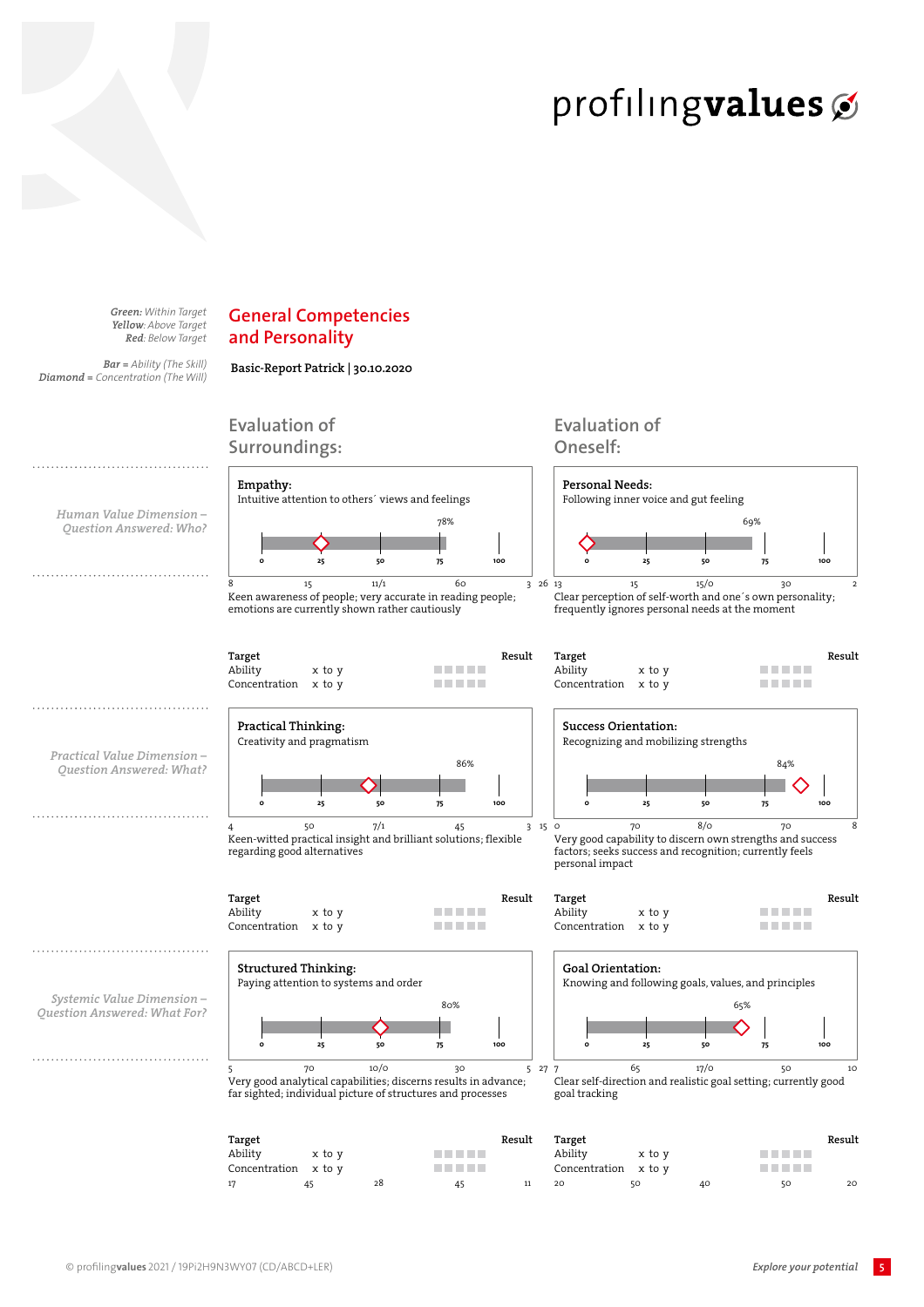**Green:** Within Target
**Yellow**: Above Target
**Red**: Below Target

**Bar** = Ability (The Skill)
**Diamond** = Concentration (The Will)

## General Competencies and Personality

**Basic-Report Patrick | 30.10.2020**

### Evaluation of Surroundings:

*Human Value Dimension – Question Answered: Who?*

**Empathy:**
Intuitive attention to others´ views and feelings

78%

0 25 50 75 100

8 15 11/1 60 3

Keen awareness of people; very accurate in reading people; emotions are currently shown rather cautiously

| Target | | Result |
|---|---|---|
| Ability | x to y | |
| Concentration | x to y | |

*Practical Value Dimension – Question Answered: What?*

**Practical Thinking:**
Creativity and pragmatism

86%

0 25 50 75 100

4 50 7/1 45 3

Keen-witted practical insight and brilliant solutions; flexible regarding good alternatives

| Target | | Result |
|---|---|---|
| Ability | x to y | |
| Concentration | x to y | |

*Systemic Value Dimension – Question Answered: What For?*

**Structured Thinking:**
Paying attention to systems and order

80%

0 25 50 75 100

5 70 10/0 30 5

Very good analytical capabilities; discerns results in advance; far sighted; individual picture of structures and processes

| Target | | Result |
|---|---|---|
| Ability | x to y | |
| Concentration | x to y | |

17 45 28 45 11

### Evaluation of Oneself:

**Personal Needs:**
Following inner voice and gut feeling

69%

0 25 50 75 100

26 13 15 15/0 30 2

Clear perception of self-worth and one´s own personality; frequently ignores personal needs at the moment

| Target | | Result |
|---|---|---|
| Ability | x to y | |
| Concentration | x to y | |

**Success Orientation:**
Recognizing and mobilizing strengths

84%

0 25 50 75 100

15 0 70 8/0 70 8

Very good capability to discern own strengths and success factors; seeks success and recognition; currently feels personal impact

| Target | | Result |
|---|---|---|
| Ability | x to y | |
| Concentration | x to y | |

**Goal Orientation:**
Knowing and following goals, values, and principles

65%

0 25 50 75 100

27 7 65 17/0 50 10

Clear self-direction and realistic goal setting; currently good goal tracking

| Target | | Result |
|---|---|---|
| Ability | x to y | |
| Concentration | x to y | |

20 50 40 50 20

© profilingvalues 2021 / 19Pi2H9N3WY07 (CD/ABCD+LER)

*Explore your potential*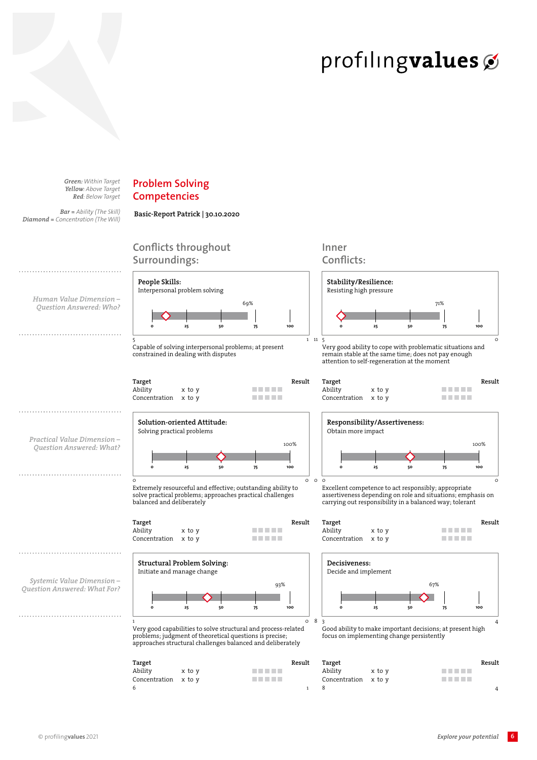profilingvalues

*Green: Within Target*
*Yellow: Above Target*
*Red: Below Target*

*Bar = Ability (The Skill)*
*Diamond = Concentration (The Will)*

# Problem Solving Competencies

**Basic-Report Patrick | 30.10.2020**

## Conflicts throughout Surroundings:

*Human Value Dimension – Question Answered: Who?*

### People Skills:
Interpersonal problem solving

69%

0 25 50 75 100

5 1

Capable of solving interpersonal problems; at present constrained in dealing with disputes

| Target | | Result |
|---|---|---|
| Ability | x to y | |
| Concentration | x to y | |

## Inner Conflicts:

### Stability/Resilience:
Resisting high pressure

71%

0 25 50 75 100

11 5 0

Very good ability to cope with problematic situations and remain stable at the same time; does not pay enough attention to self-regeneration at the moment

| Target | | Result |
|---|---|---|
| Ability | x to y | |
| Concentration | x to y | |

*Practical Value Dimension – Question Answered: What?*

### Solution-oriented Attitude:
Solving practical problems

100%

0 25 50 75 100

0 0

Extremely resourceful and effective; outstanding ability to solve practical problems; approaches practical challenges balanced and deliberately

| Target | | Result |
|---|---|---|
| Ability | x to y | |
| Concentration | x to y | |

### Responsibility/Assertiveness:
Obtain more impact

100%

0 25 50 75 100

0 0 0

Excellent competence to act responsibly; appropriate assertiveness depending on role and situations; emphasis on carrying out responsibility in a balanced way; tolerant

| Target | | Result |
|---|---|---|
| Ability | x to y | |
| Concentration | x to y | |

*Systemic Value Dimension – Question Answered: What For?*

### Structural Problem Solving:
Initiate and manage change

93%

0 25 50 75 100

1 0

Very good capabilities to solve structural and process-related problems; judgment of theoretical questions is precise; approaches structural challenges balanced and deliberately

| Target | | Result |
|---|---|---|
| Ability | x to y | |
| Concentration | x to y | |

6 1

### Decisiveness:
Decide and implement

67%

0 25 50 75 100

8 3 4

Good ability to make important decisions; at present high focus on implementing change persistently

| Target | | Result |
|---|---|---|
| Ability | x to y | |
| Concentration | x to y | |

8 4

© profilingvalues 2021

*Explore your potential*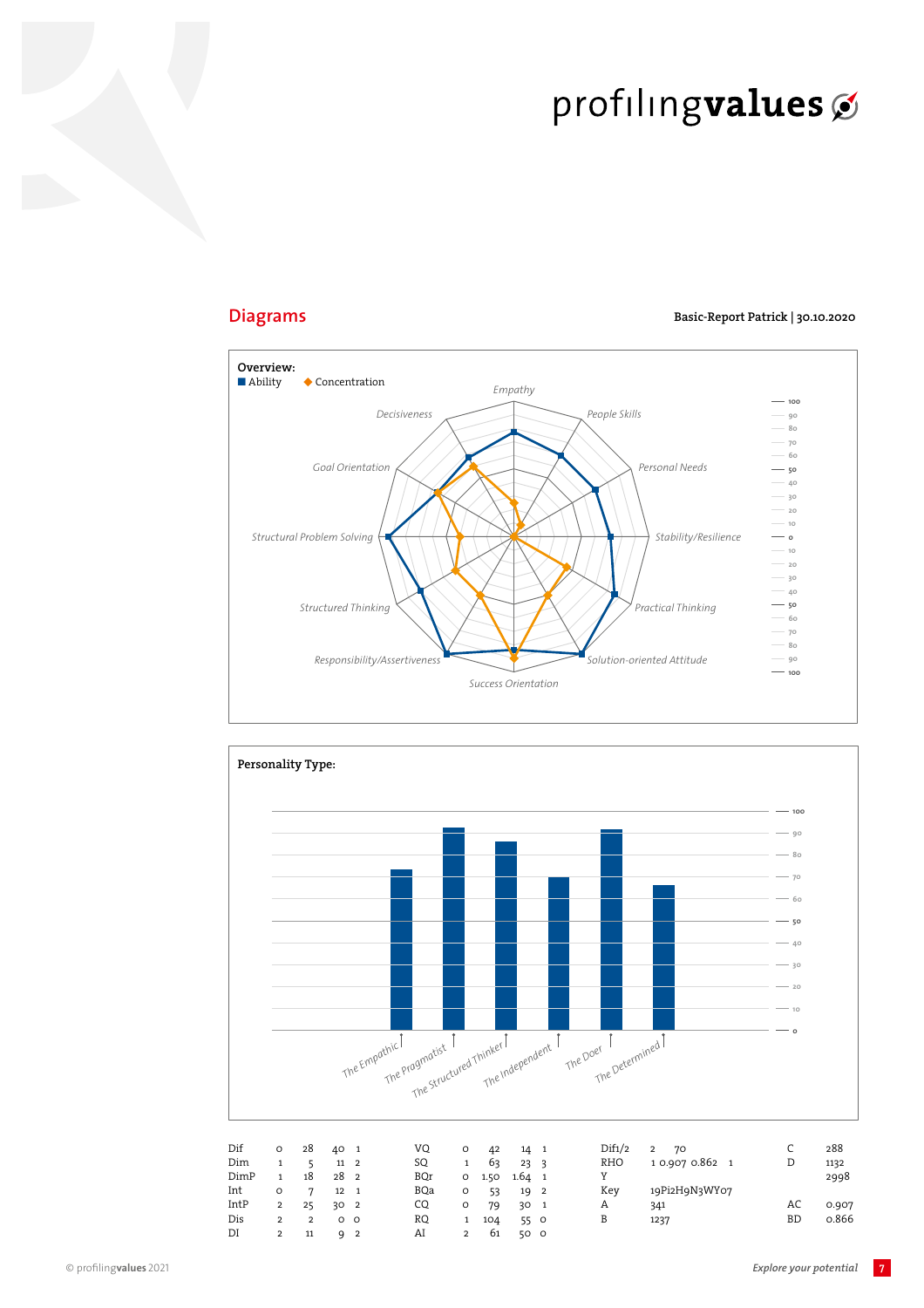## Diagrams

Basic-Report Patrick | 30.10.2020

**Overview:**

■ Ability ◆ Concentration

Empathy, People Skills, Personal Needs, Stability/Resilience, Practical Thinking, Solution-oriented Attitude, Success Orientation, Responsibility/Assertiveness, Structured Thinking, Structural Problem Solving, Goal Orientation, Decisiveness

100, 90, 80, 70, 60, 50, 40, 30, 20, 10, 0, 10, 20, 30, 40, 50, 60, 70, 80, 90, 100

**Personality Type:**

The Empathic, The Pragmatist, The Structured Thinker, The Independent, The Doer, The Determined

100, 90, 80, 70, 60, 50, 40, 30, 20, 10, 0

| Dif | 0 | 28 | 40 | 1 | VQ | 0 | 42 | 14 | 1 | Dif1/2 | 2 | 70 | | | C | 288 |
|---|---|---|---|---|---|---|---|---|---|---|---|---|---|---|---|---|
| Dim | 1 | 5 | 11 | 2 | SQ | 1 | 63 | 23 | 3 | RHO | 1 | 0.907 | 0.862 | 1 | D | 1132 |
| DimP | 1 | 18 | 28 | 2 | BQr | 0 | 1.50 | 1.64 | 1 | Y | | | | | | 2998 |
| Int | 0 | 7 | 12 | 1 | BQa | 0 | 53 | 19 | 2 | Key | 19Pi2H9N3WY07 | | | | | |
| IntP | 2 | 25 | 30 | 2 | CQ | 0 | 79 | 30 | 1 | A | 341 | | | | AC | 0.907 |
| Dis | 2 | 2 | 0 | 0 | RQ | 1 | 104 | 55 | 0 | B | 1237 | | | | BD | 0.866 |
| DI | 2 | 11 | 9 | 2 | AI | 2 | 61 | 50 | 0 | | | | | | | |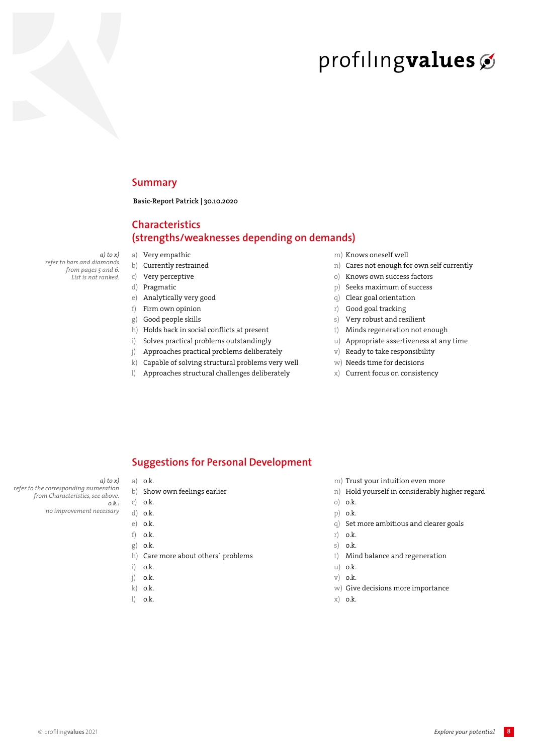profiling**values**

## Summary

**Basic-Report Patrick | 30.10.2020**

## Characteristics (strengths/weaknesses depending on demands)

*a) to x) refer to bars and diamonds from pages 5 and 6. List is not ranked.*

a) Very empathic
b) Currently restrained
c) Very perceptive
d) Pragmatic
e) Analytically very good
f) Firm own opinion
g) Good people skills
h) Holds back in social conflicts at present
i) Solves practical problems outstandingly
j) Approaches practical problems deliberately
k) Capable of solving structural problems very well
l) Approaches structural challenges deliberately
m) Knows oneself well
n) Cares not enough for own self currently
o) Knows own success factors
p) Seeks maximum of success
q) Clear goal orientation
r) Good goal tracking
s) Very robust and resilient
t) Minds regeneration not enough
u) Appropriate assertiveness at any time
v) Ready to take responsibility
w) Needs time for decisions
x) Current focus on consistency

## Suggestions for Personal Development

*a) to x) refer to the corresponding numeration from Characteristics, see above. o.k.: no improvement necessary*

a) o.k.
b) Show own feelings earlier
c) o.k.
d) o.k.
e) o.k.
f) o.k.
g) o.k.
h) Care more about others´ problems
i) o.k.
j) o.k.
k) o.k.
l) o.k.
m) Trust your intuition even more
n) Hold yourself in considerably higher regard
o) o.k.
p) o.k.
q) Set more ambitious and clearer goals
r) o.k.
s) o.k.
t) Mind balance and regeneration
u) o.k.
v) o.k.
w) Give decisions more importance
x) o.k.

© profiling**values** 2021 *Explore your potential*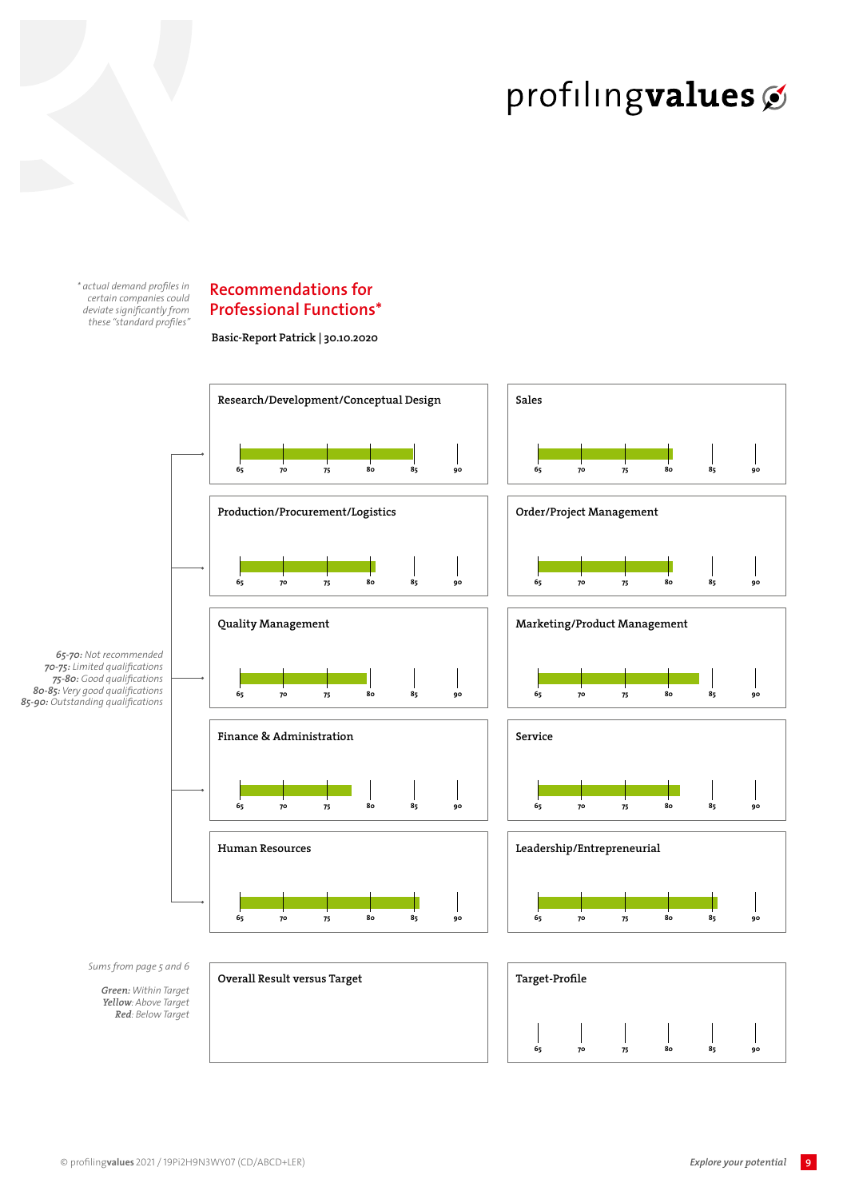## Recommendations for Professional Functions*

*\* actual demand profiles in certain companies could deviate significantly from these "standard profiles"*

**Basic-Report Patrick | 30.10.2020**

*65-70: Not recommended*
*70-75: Limited qualifications*
*75-80: Good qualifications*
*80-85: Very good qualifications*
*85-90: Outstanding qualifications*

**Research/Development/Conceptual Design**

65 70 75 80 85 90

**Sales**

65 70 75 80 85 90

**Production/Procurement/Logistics**

65 70 75 80 85 90

**Order/Project Management**

65 70 75 80 85 90

**Quality Management**

65 70 75 80 85 90

**Marketing/Product Management**

65 70 75 80 85 90

**Finance & Administration**

65 70 75 80 85 90

**Service**

65 70 75 80 85 90

**Human Resources**

65 70 75 80 85 90

**Leadership/Entrepreneurial**

65 70 75 80 85 90

*Sums from page 5 and 6*

***Green**: Within Target*
***Yellow**: Above Target*
***Red**: Below Target*

**Overall Result versus Target**

**Target-Profile**

65 70 75 80 85 90

© profiling**values** 2021 / 19Pi2H9N3WY07 (CD/ABCD+LER)

*Explore your potential*